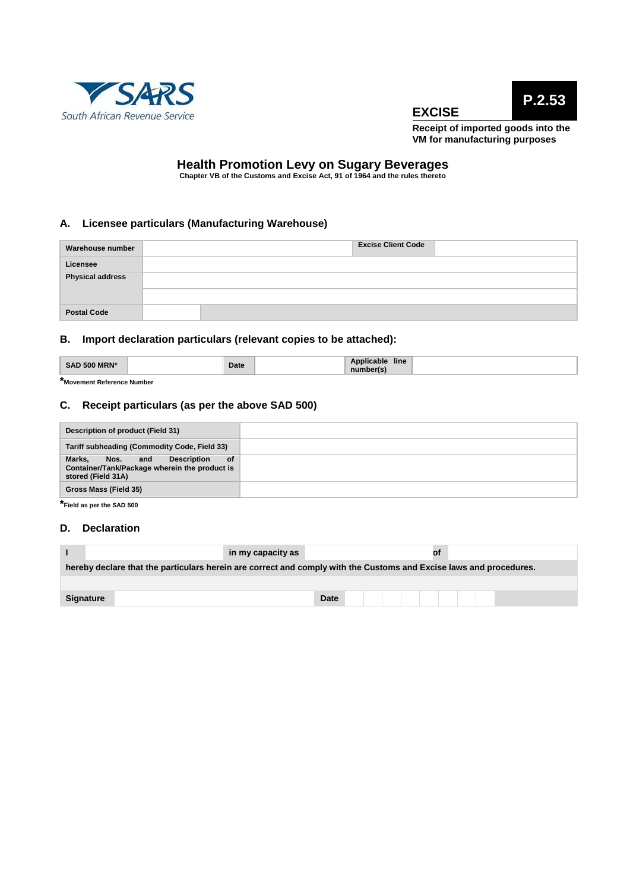SARS
South African Revenue Service

**EXCISE**

**P.2.53**

**Receipt of imported goods into the VM for manufacturing purposes**

# Health Promotion Levy on Sugary Beverages

**Chapter VB of the Customs and Excise Act, 91 of 1964 and the rules thereto**

## A. Licensee particulars (Manufacturing Warehouse)

| Warehouse number | | Excise Client Code | |
|---|---|---|---|
| Licensee | | | |
| Physical address | | | |
| | | | |
| Postal Code | | | |

## B. Import declaration particulars (relevant copies to be attached):

| SAD 500 MRN* | | Date | | Applicable line number(s) | |
|---|---|---|---|---|---|

*Movement Reference Number

## C. Receipt particulars (as per the above SAD 500)

| Description of product (Field 31) | |
|---|---|
| Tariff subheading (Commodity Code, Field 33) | |
| Marks, Nos. and Description of Container/Tank/Package wherein the product is stored (Field 31A) | |
| Gross Mass (Field 35) | |

*Field as per the SAD 500

## D. Declaration

| I | | in my capacity as | | of | |
|---|---|---|---|---|---|

hereby declare that the particulars herein are correct and comply with the Customs and Excise laws and procedures.

| Signature | | Date | |
|---|---|---|---|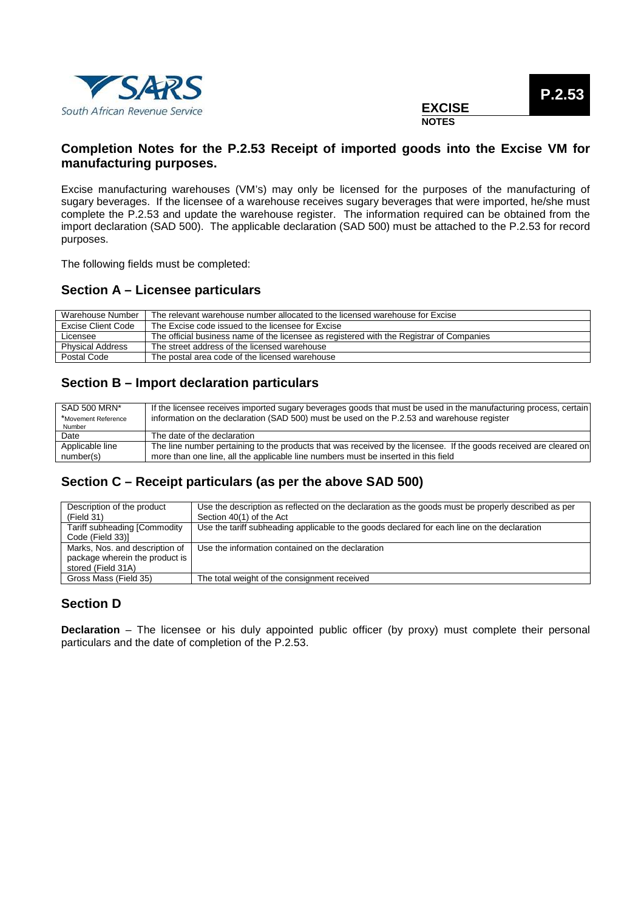South African Revenue Service

**EXCISE**
**NOTES**

**P.2.53**

## Completion Notes for the P.2.53 Receipt of imported goods into the Excise VM for manufacturing purposes.

Excise manufacturing warehouses (VM's) may only be licensed for the purposes of the manufacturing of sugary beverages. If the licensee of a warehouse receives sugary beverages that were imported, he/she must complete the P.2.53 and update the warehouse register. The information required can be obtained from the import declaration (SAD 500). The applicable declaration (SAD 500) must be attached to the P.2.53 for record purposes.

The following fields must be completed:

### Section A – Licensee particulars

| | |
|---|---|
| Warehouse Number | The relevant warehouse number allocated to the licensed warehouse for Excise |
| Excise Client Code | The Excise code issued to the licensee for Excise |
| Licensee | The official business name of the licensee as registered with the Registrar of Companies |
| Physical Address | The street address of the licensed warehouse |
| Postal Code | The postal area code of the licensed warehouse |

### Section B – Import declaration particulars

| | |
|---|---|
| SAD 500 MRN* *Movement Reference Number | If the licensee receives imported sugary beverages goods that must be used in the manufacturing process, certain information on the declaration (SAD 500) must be used on the P.2.53 and warehouse register |
| Date | The date of the declaration |
| Applicable line number(s) | The line number pertaining to the products that was received by the licensee. If the goods received are cleared on more than one line, all the applicable line numbers must be inserted in this field |

### Section C – Receipt particulars (as per the above SAD 500)

| | |
|---|---|
| Description of the product (Field 31) | Use the description as reflected on the declaration as the goods must be properly described as per Section 40(1) of the Act |
| Tariff subheading [Commodity Code (Field 33)] | Use the tariff subheading applicable to the goods declared for each line on the declaration |
| Marks, Nos. and description of package wherein the product is stored (Field 31A) | Use the information contained on the declaration |
| Gross Mass (Field 35) | The total weight of the consignment received |

### Section D

**Declaration** – The licensee or his duly appointed public officer (by proxy) must complete their personal particulars and the date of completion of the P.2.53.